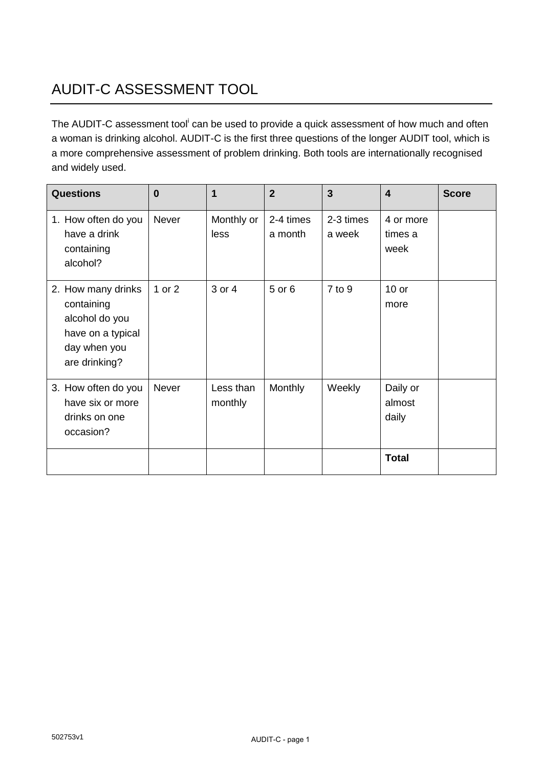# AUDIT-C ASSESSMENT TOOL

The AUDIT-C assessment tool[i] can be used to provide a quick assessment of how much and often a woman is drinking alcohol. AUDIT-C is the first three questions of the longer AUDIT tool, which is a more comprehensive assessment of problem drinking. Both tools are internationally recognised and widely used.

| Questions | 0 | 1 | 2 | 3 | 4 | Score |
|---|---|---|---|---|---|---|
| 1. How often do you have a drink containing alcohol? | Never | Monthly or less | 2-4 times a month | 2-3 times a week | 4 or more times a week | |
| 2. How many drinks containing alcohol do you have on a typical day when you are drinking? | 1 or 2 | 3 or 4 | 5 or 6 | 7 to 9 | 10 or more | |
| 3. How often do you have six or more drinks on one occasion? | Never | Less than monthly | Monthly | Weekly | Daily or almost daily | |
| | | | | | **Total** | |

502753v1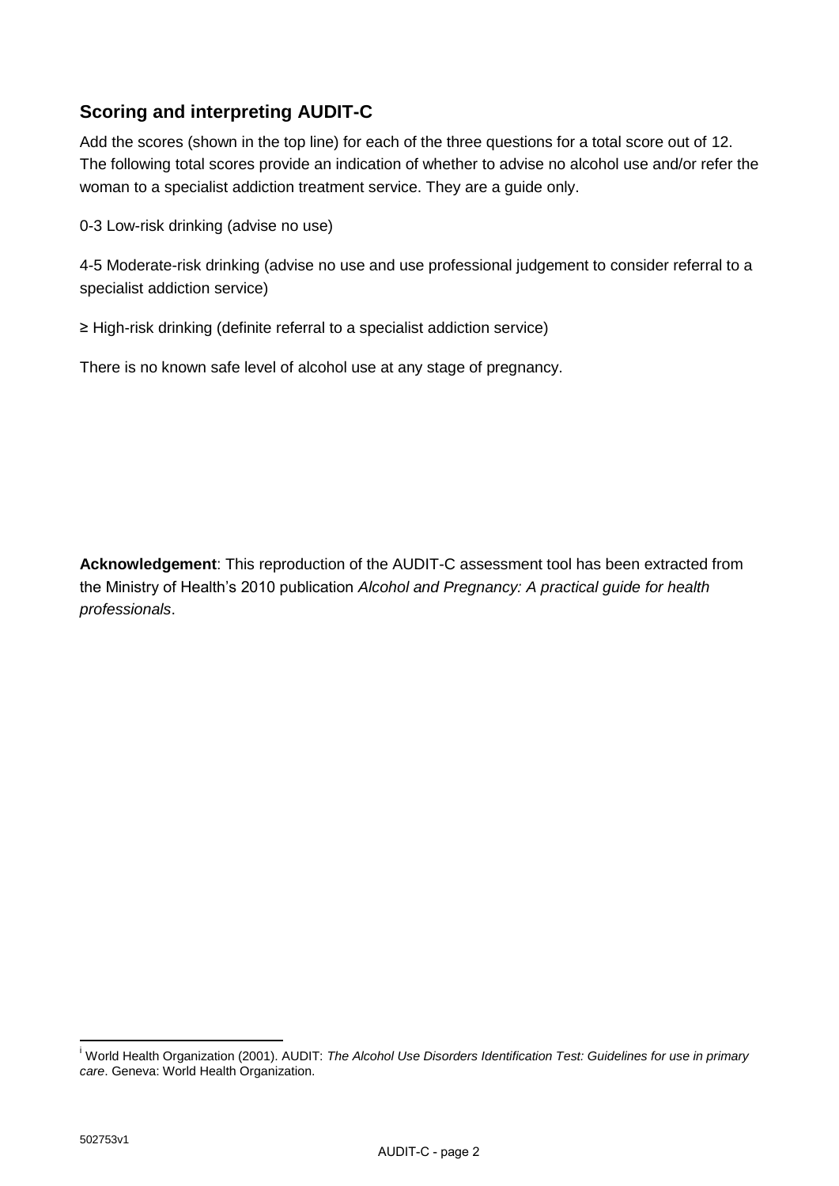## Scoring and interpreting AUDIT-C

Add the scores (shown in the top line) for each of the three questions for a total score out of 12. The following total scores provide an indication of whether to advise no alcohol use and/or refer the woman to a specialist addiction treatment service. They are a guide only.

0-3 Low-risk drinking (advise no use)

4-5 Moderate-risk drinking (advise no use and use professional judgement to consider referral to a specialist addiction service)

≥ High-risk drinking (definite referral to a specialist addiction service)

There is no known safe level of alcohol use at any stage of pregnancy.

**Acknowledgement**: This reproduction of the AUDIT-C assessment tool has been extracted from the Ministry of Health's 2010 publication *Alcohol and Pregnancy: A practical guide for health professionals*.

---

[i] World Health Organization (2001). AUDIT: *The Alcohol Use Disorders Identification Test: Guidelines for use in primary care*. Geneva: World Health Organization.

502753v1